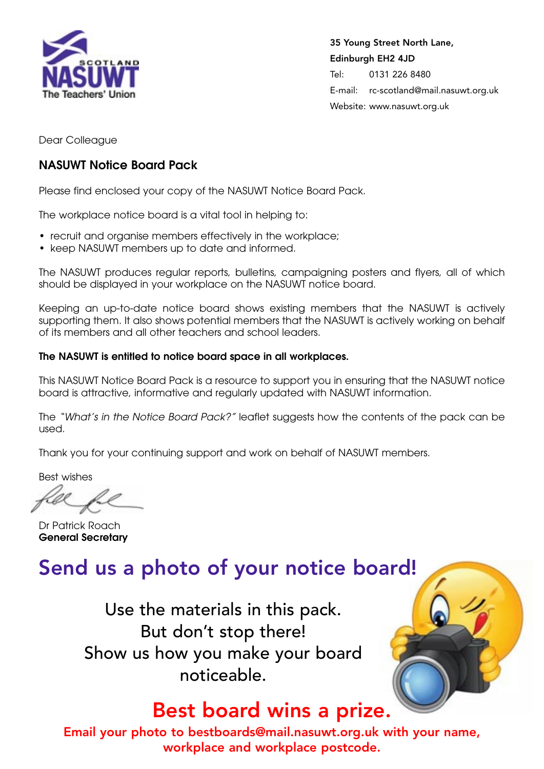NASUWT Scotland
The Teachers' Union

35 Young Street North Lane,
Edinburgh EH2 4JD
Tel: 0131 226 8480
E-mail: rc-scotland@mail.nasuwt.org.uk
Website: www.nasuwt.org.uk

Dear Colleague

## NASUWT Notice Board Pack

Please find enclosed your copy of the NASUWT Notice Board Pack.

The workplace notice board is a vital tool in helping to:

- recruit and organise members effectively in the workplace;
- keep NASUWT members up to date and informed.

The NASUWT produces regular reports, bulletins, campaigning posters and flyers, all of which should be displayed in your workplace on the NASUWT notice board.

Keeping an up-to-date notice board shows existing members that the NASUWT is actively supporting them. It also shows potential members that the NASUWT is actively working on behalf of its members and all other teachers and school leaders.

**The NASUWT is entitled to notice board space in all workplaces.**

This NASUWT Notice Board Pack is a resource to support you in ensuring that the NASUWT notice board is attractive, informative and regularly updated with NASUWT information.

The *"What's in the Notice Board Pack?"* leaflet suggests how the contents of the pack can be used.

Thank you for your continuing support and work on behalf of NASUWT members.

Best wishes

Dr Patrick Roach
**General Secretary**

## Send us a photo of your notice board!

Use the materials in this pack.
But don't stop there!
Show us how you make your board noticeable.

## Best board wins a prize.

**Email your photo to bestboards@mail.nasuwt.org.uk with your name, workplace and workplace postcode.**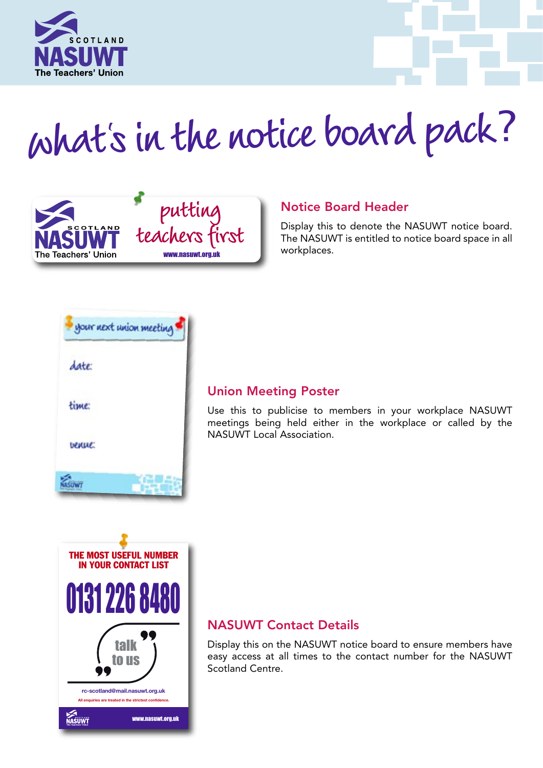# what's in the notice board pack?

## Notice Board Header

Display this to denote the NASUWT notice board. The NASUWT is entitled to notice board space in all workplaces.

## Union Meeting Poster

Use this to publicise to members in your workplace NASUWT meetings being held either in the workplace or called by the NASUWT Local Association.

## NASUWT Contact Details

Display this on the NASUWT notice board to ensure members have easy access at all times to the contact number for the NASUWT Scotland Centre.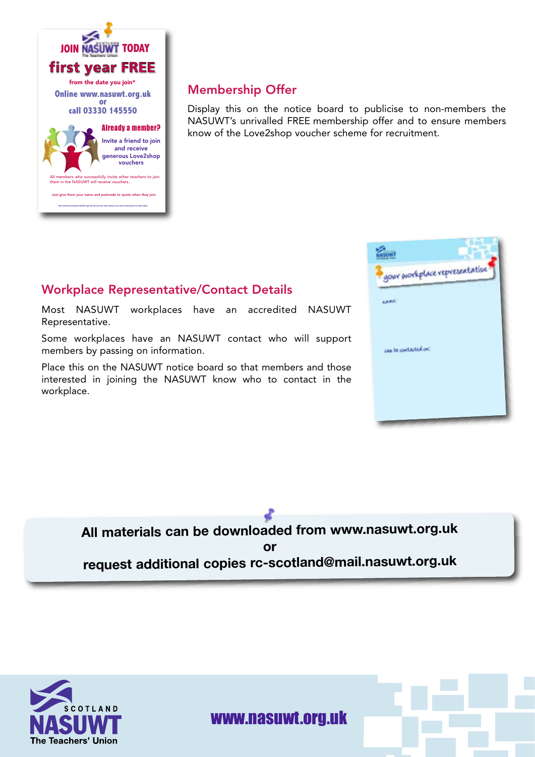JOIN NASUWT TODAY

first year FREE

from the date you join*

Online www.nasuwt.org.uk
or
call 03330 145550

Already a member?

Invite a friend to join and receive generous Love2shop vouchers

All members who successfully invite other teachers to join them in the NASUWT will receive vouchers.

Just give them your name and postcode to quote when they join.

## Membership Offer

Display this on the notice board to publicise to non-members the NASUWT's unrivalled FREE membership offer and to ensure members know of the Love2shop voucher scheme for recruitment.

## Workplace Representative/Contact Details

Most NASUWT workplaces have an accredited NASUWT Representative.

Some workplaces have an NASUWT contact who will support members by passing on information.

Place this on the NASUWT notice board so that members and those interested in joining the NASUWT know who to contact in the workplace.

your workplace representative

name:

can be contacted on:

**All materials can be downloaded from www.nasuwt.org.uk**
**or**
**request additional copies rc-scotland@mail.nasuwt.org.uk**

SCOTLAND NASUWT The Teachers' Union

www.nasuwt.org.uk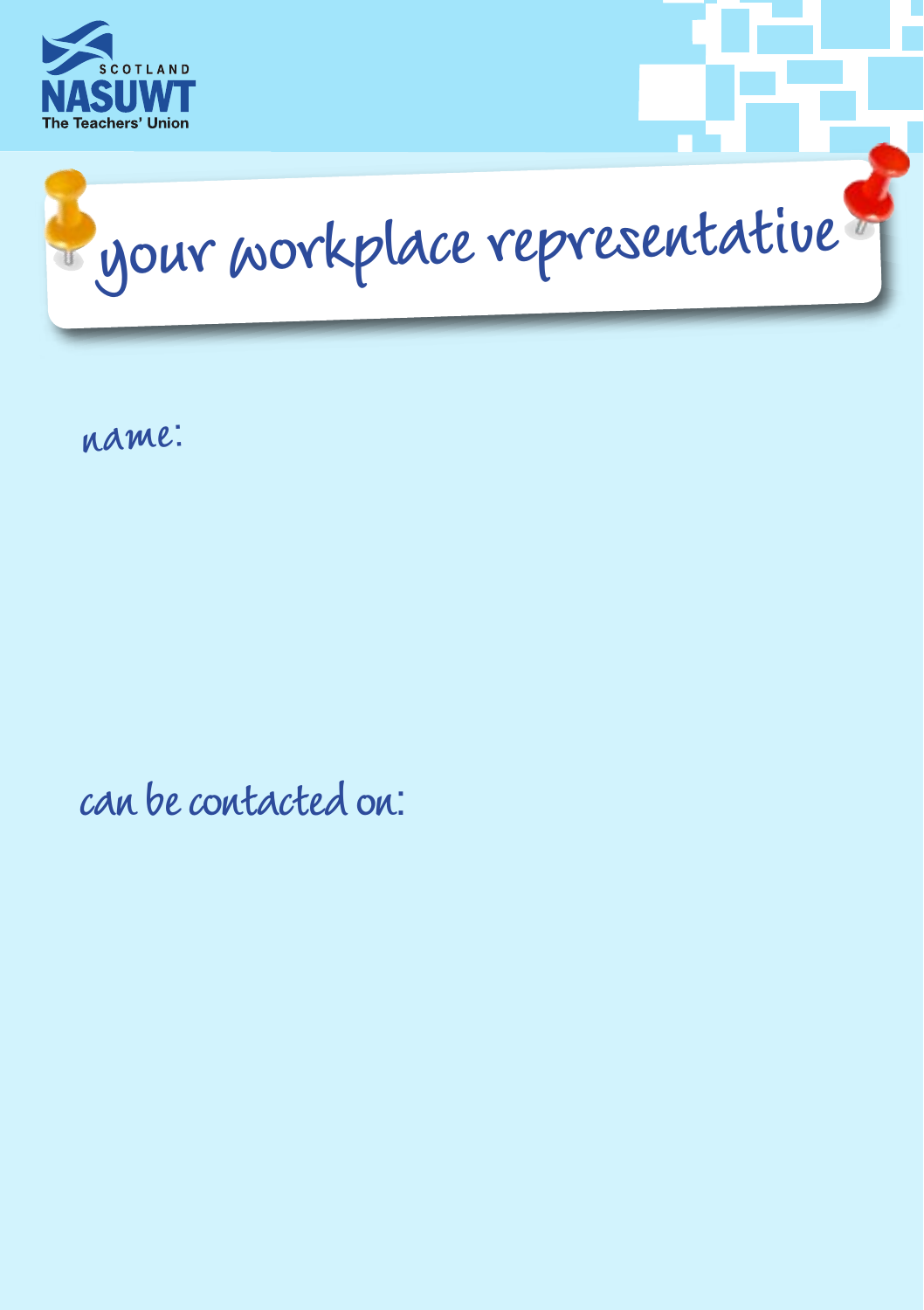SCOTLAND
NASUWT
The Teachers' Union

# your workplace representative

name:

can be contacted on: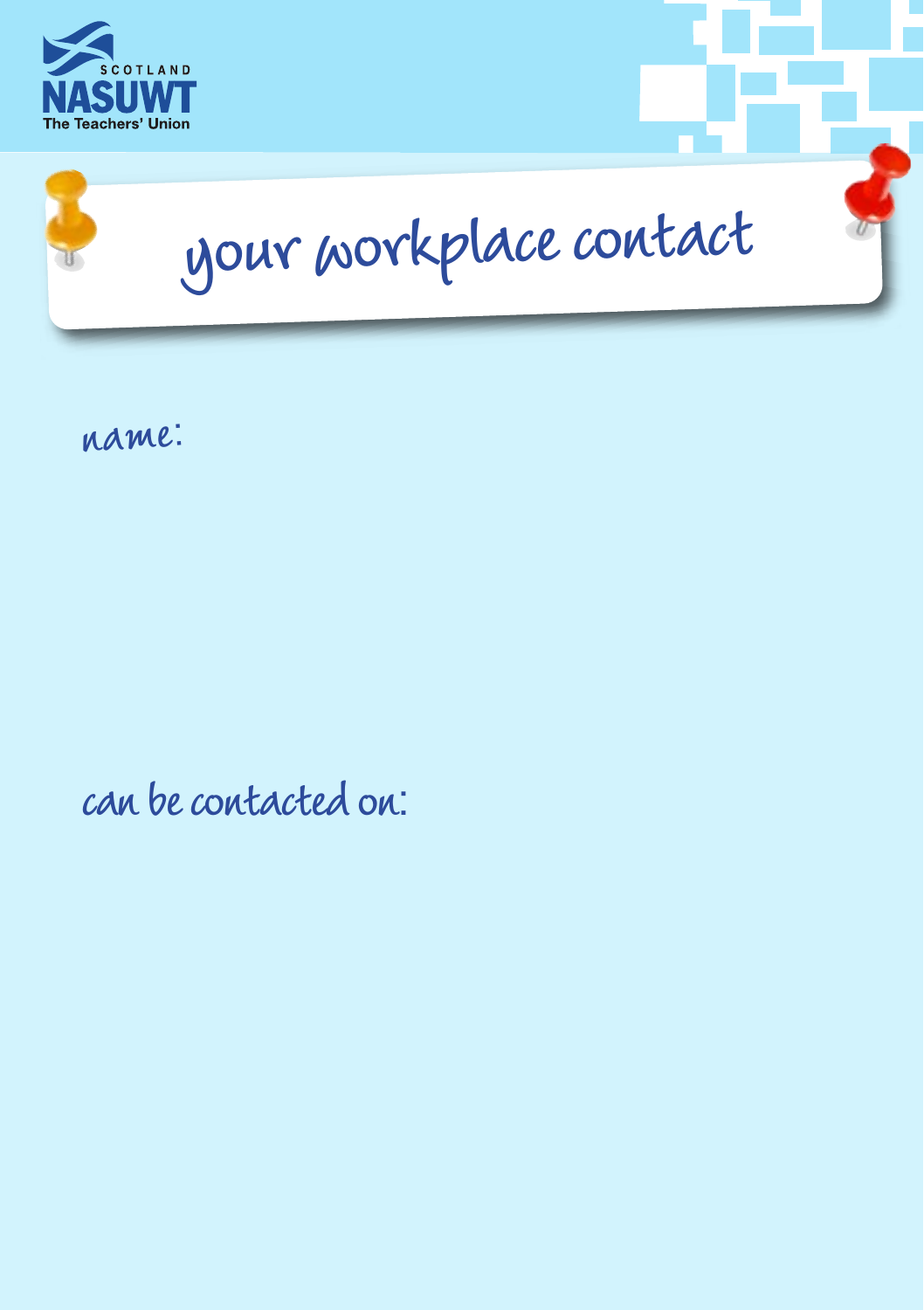NASUWT SCOTLAND
The Teachers' Union

# your workplace contact

name:

can be contacted on: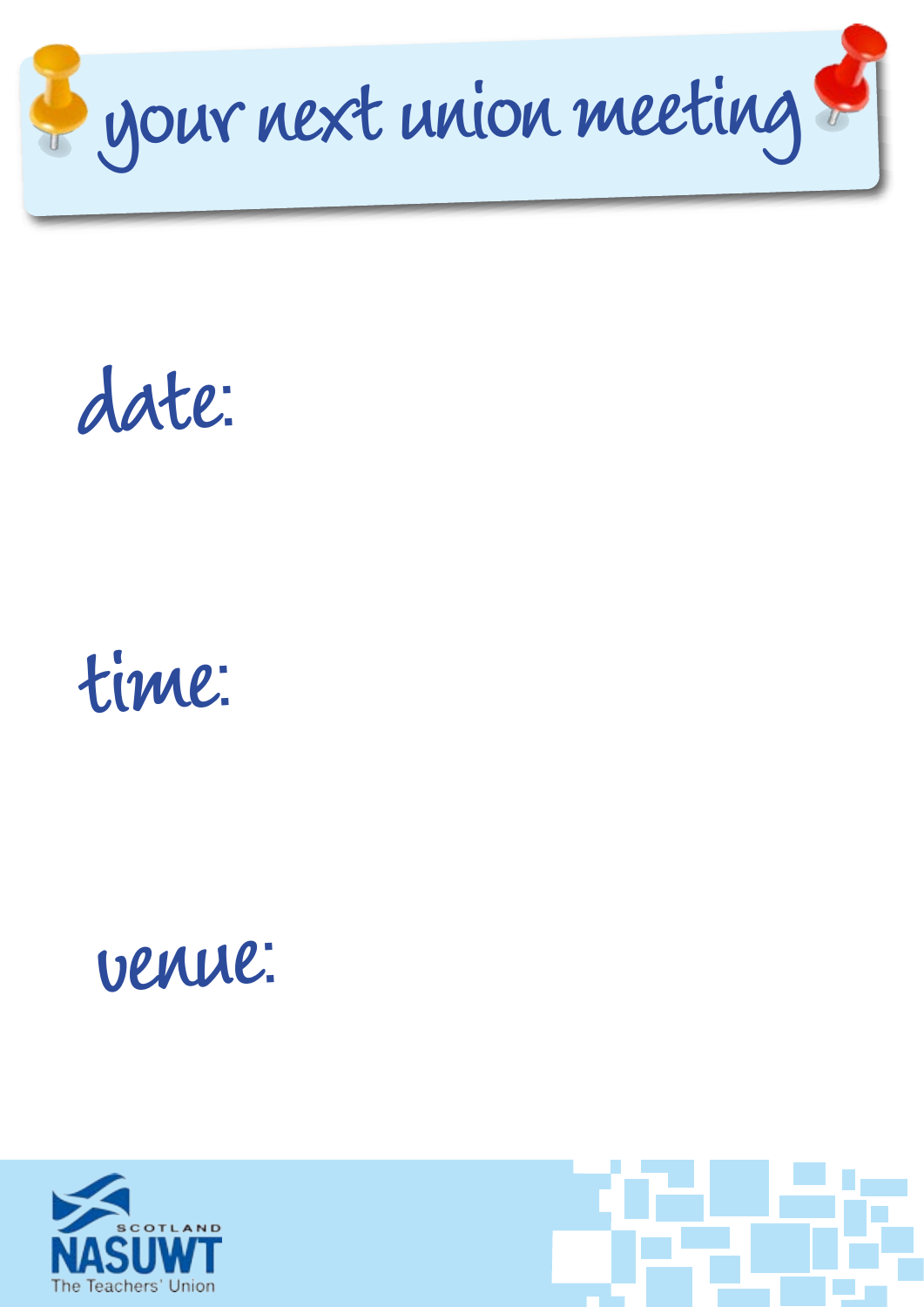# your next union meeting

**date:**

**time:**

**venue:**

SCOTLAND
NASUWT
The Teachers' Union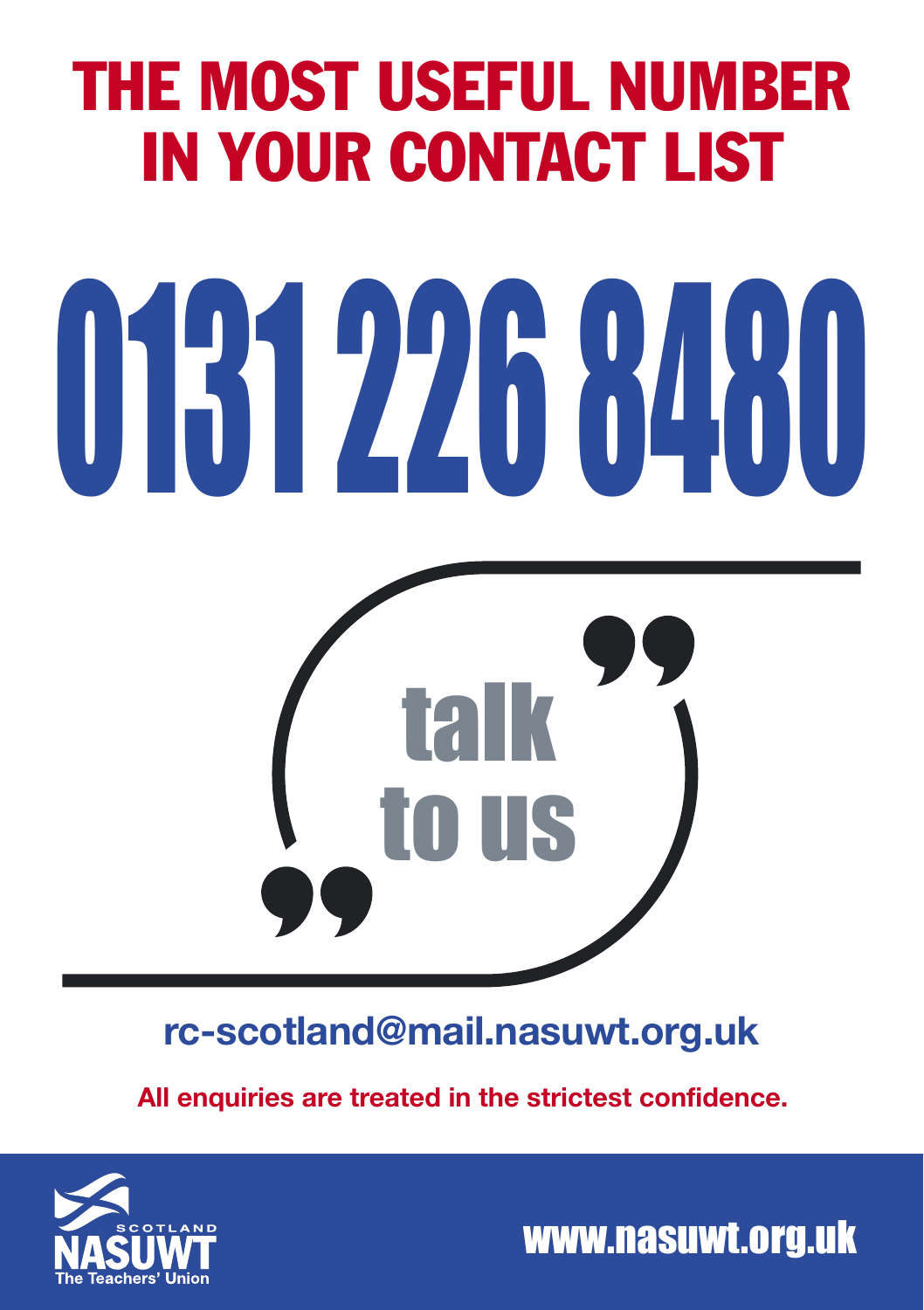# THE MOST USEFUL NUMBER IN YOUR CONTACT LIST

# 0131 226 8480

**talk to us**

**rc-scotland@mail.nasuwt.org.uk**

**All enquiries are treated in the strictest confidence.**

SCOTLAND NASUWT The Teachers' Union

**www.nasuwt.org.uk**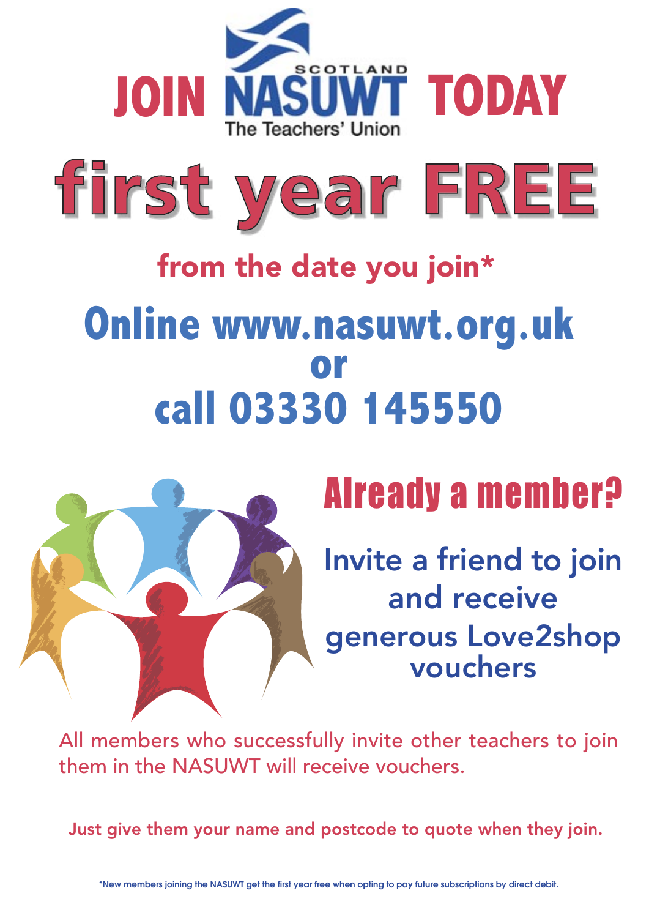# JOIN NASUWT TODAY

SCOTLAND

The Teachers' Union

# first year FREE

## from the date you join*

## Online www.nasuwt.org.uk or call 03330 145550

## Already a member?

Invite a friend to join and receive generous Love2shop vouchers

All members who successfully invite other teachers to join them in the NASUWT will receive vouchers.

**Just give them your name and postcode to quote when they join.**

*New members joining the NASUWT get the first year free when opting to pay future subscriptions by direct debit.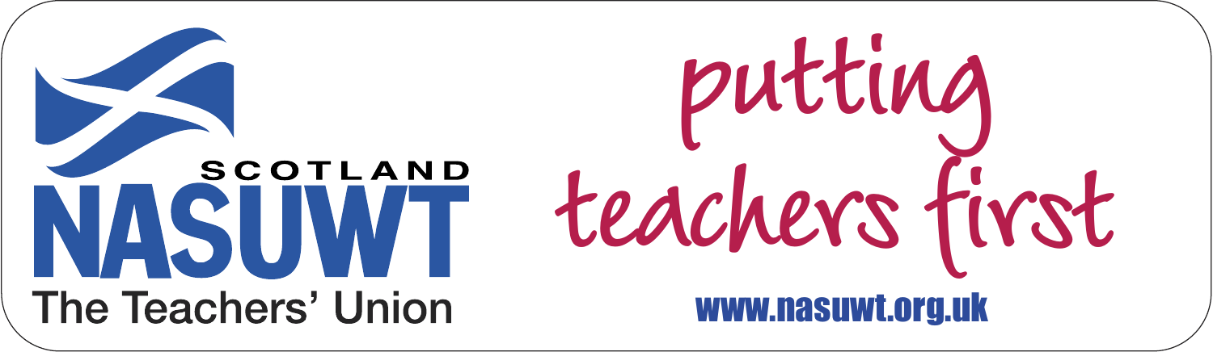SCOTLAND

NASUWT

The Teachers' Union

putting teachers first

www.nasuwt.org.uk